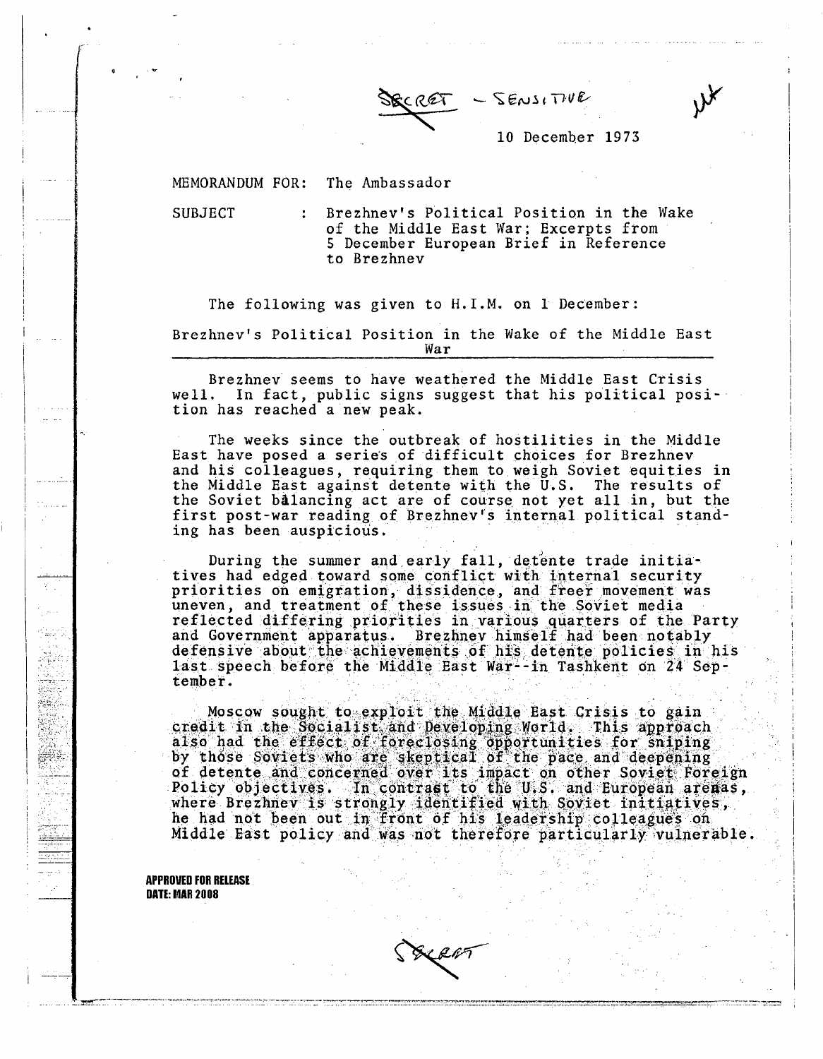SECRET - SENSITIVE

10 December 1973

MEMORANDUM FOR: The Ambassador

SUBJECT : Brezhnev's Political Position in the Wake of the Middle East War; Excerpts from 5 December European Brief in Reference to Brezhnev

The following was given to H.I.M. on 1 December:

Brezhnev's Political Position in the Wake of the Middle East War

Brezhnev seems to have weathered the Middle East Crisis well. In fact, public signs suggest that his political position has reached a new peak.

The weeks since the outbreak of hostilities in the Middle East have posed a series of difficult choices for Brezhnev and his colleagues, requiring them to weigh Soviet equities in the Middle East against detente with the U.S. The results of the Soviet balancing act are of course not yet all in, but the first post-war reading of Brezhnev's internal political standing has been auspicious.

During the summer and early fall, detente trade initiatives had edged toward some conflict with internal security priorities on emigration, dissidence, and freer movement was uneven, and treatment of these issues in the Soviet media reflected differing priorities in various quarters of the Party and Government apparatus. Brezhnev himself had been notably defensive about the achievements of his detente policies in his last speech before the Middle East War--in Tashkent on 24 September.

Moscow sought to exploit the Middle East Crisis to gain credit in the Socialist and Developing World. This approach also had the effect of foreclosing opportunities for sniping by those Soviets who are skeptical of the pace and deepening of detente and concerned over its impact on other Soviet Foreign Policy objectives. In contrast to the U.S. and European areas, where Brezhnev is strongly identified with Soviet initiatives, he had not been out in front of his leadership colleagues on Middle East policy and was not therefore particularly vulnerable.

APPROVED FOR RELEASE
DATE: MAR 2008

SECRET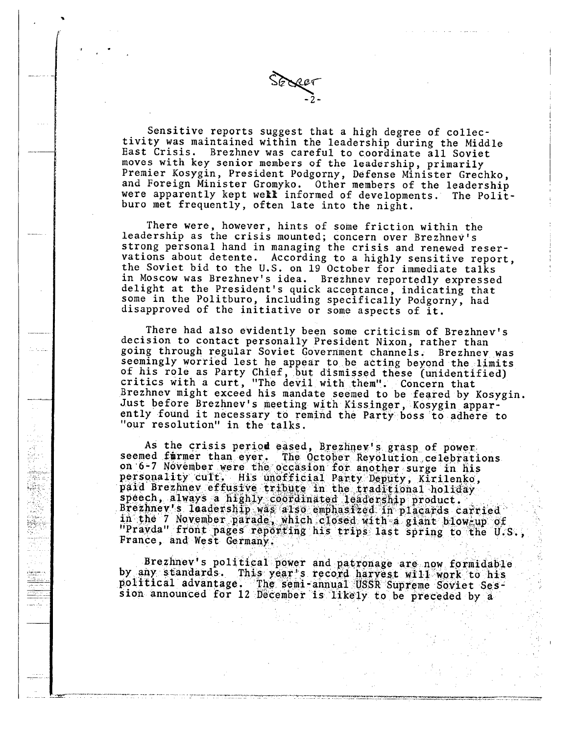SECRET

Sensitive reports suggest that a high degree of collectivity was maintained within the leadership during the Middle East Crisis. Brezhnev was careful to coordinate all Soviet moves with key senior members of the leadership, primarily Premier Kosygin, President Podgorny, Defense Minister Grechko, and Foreign Minister Gromyko. Other members of the leadership were apparently kept well informed of developments. The Politburo met frequently, often late into the night.

There were, however, hints of some friction within the leadership as the crisis mounted; concern over Brezhnev's strong personal hand in managing the crisis and renewed reservations about detente. According to a highly sensitive report, the Soviet bid to the U.S. on 19 October for immediate talks in Moscow was Brezhnev's idea. Brezhnev reportedly expressed delight at the President's quick acceptance, indicating that some in the Politburo, including specifically Podgorny, had disapproved of the initiative or some aspects of it.

There had also evidently been some criticism of Brezhnev's decision to contact personally President Nixon, rather than going through regular Soviet Government channels. Brezhnev was seemingly worried lest he appear to be acting beyond the limits of his role as Party Chief, but dismissed these (unidentified) critics with a curt, "The devil with them". Concern that Brezhnev might exceed his mandate seemed to be feared by Kosygin. Just before Brezhnev's meeting with Kissinger, Kosygin apparently found it necessary to remind the Party boss to adhere to "our resolution" in the talks.

As the crisis period eased, Brezhnev's grasp of power seemed firmer than ever. The October Revolution celebrations on 6-7 November were the occasion for another surge in his personality cult. His unofficial Party Deputy, Kirilenko, paid Brezhnev effusive tribute in the traditional holiday speech, always a highly coordinated leadership product. Brezhnev's leadership was also emphasized in placards carried in the 7 November parade, which closed with a giant blow-up of "Pravda" front pages reporting his trips last spring to the U.S., France, and West Germany.

Brezhnev's political power and patronage are now formidable by any standards. This year's record harvest will work to his political advantage. The semi-annual USSR Supreme Soviet Session announced for 12 December is likely to be preceded by a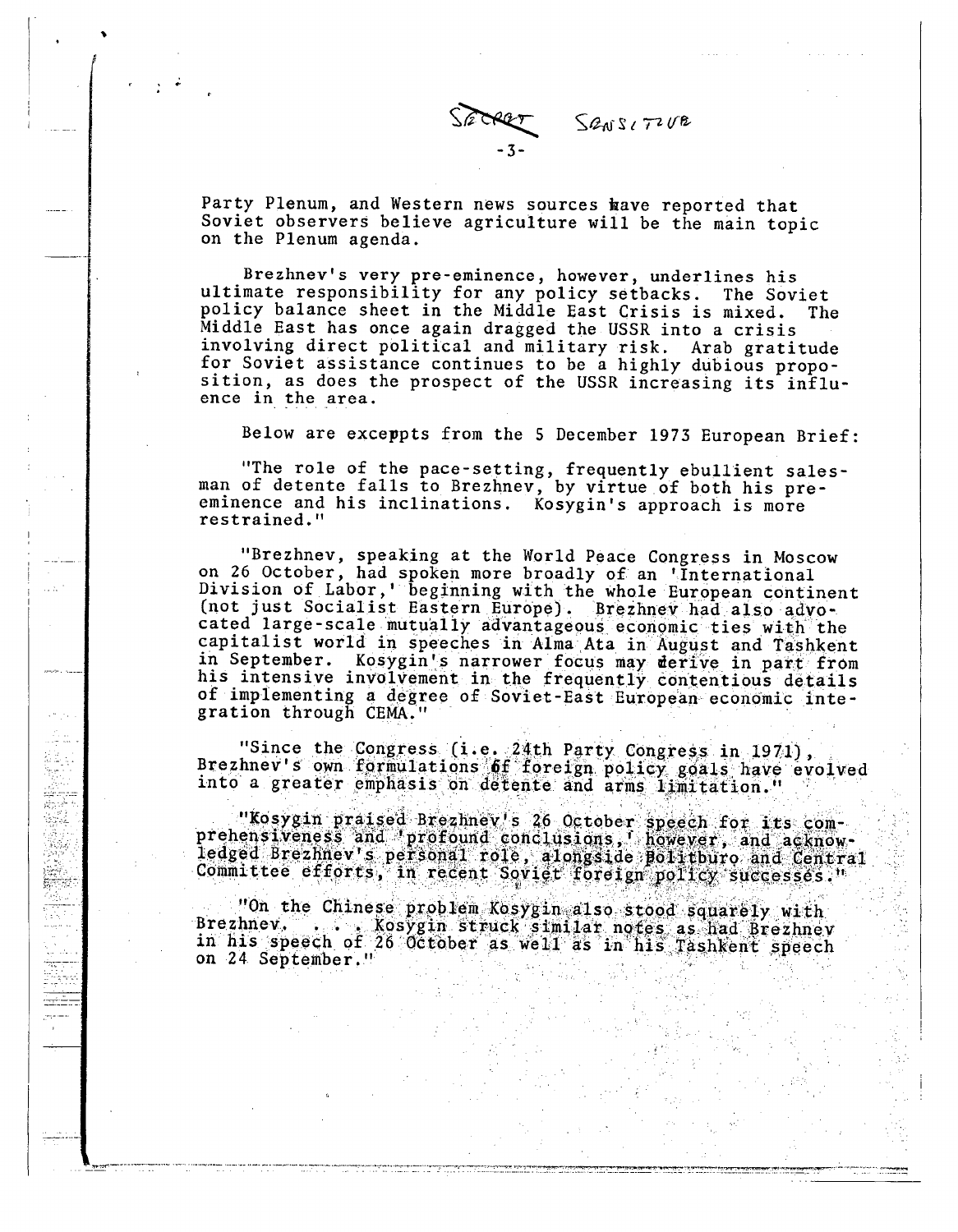SECRET SENSITIVE

Party Plenum, and Western news sources have reported that Soviet observers believe agriculture will be the main topic on the Plenum agenda.

Brezhnev's very pre-eminence, however, underlines his ultimate responsibility for any policy setbacks. The Soviet policy balance sheet in the Middle East Crisis is mixed. The Middle East has once again dragged the USSR into a crisis involving direct political and military risk. Arab gratitude for Soviet assistance continues to be a highly dubious proposition, as does the prospect of the USSR increasing its influence in the area.

Below are exceppts from the 5 December 1973 European Brief:

"The role of the pace-setting, frequently ebullient salesman of detente falls to Brezhnev, by virtue of both his pre-eminence and his inclinations. Kosygin's approach is more restrained."

"Brezhnev, speaking at the World Peace Congress in Moscow on 26 October, had spoken more broadly of an 'International Division of Labor,' beginning with the whole European continent (not just Socialist Eastern Europe). Brezhnev had also advocated large-scale mutually advantageous economic ties with the capitalist world in speeches in Alma Ata in August and Tashkent in September. Kosygin's narrower focus may derive in part from his intensive involvement in the frequently contentious details of implementing a degree of Soviet-East European economic integration through CEMA."

"Since the Congress (i.e. 24th Party Congress in 1971), Brezhnev's own formulations of foreign policy goals have evolved into a greater emphasis on detente and arms limitation."

"Kosygin praised Brezhnev's 26 October speech for its comprehensiveness and 'profound conclusions,' however, and acknowledged Brezhnev's personal role, alongside Politburo and Central Committee efforts, in recent Soviet foreign policy successes."

"On the Chinese problem Kosygin also stood squarely with Brezhnev. . . . Kosygin struck similar notes as had Brezhnev in his speech of 26 October as well as in his Tashkent speech on 24 September."